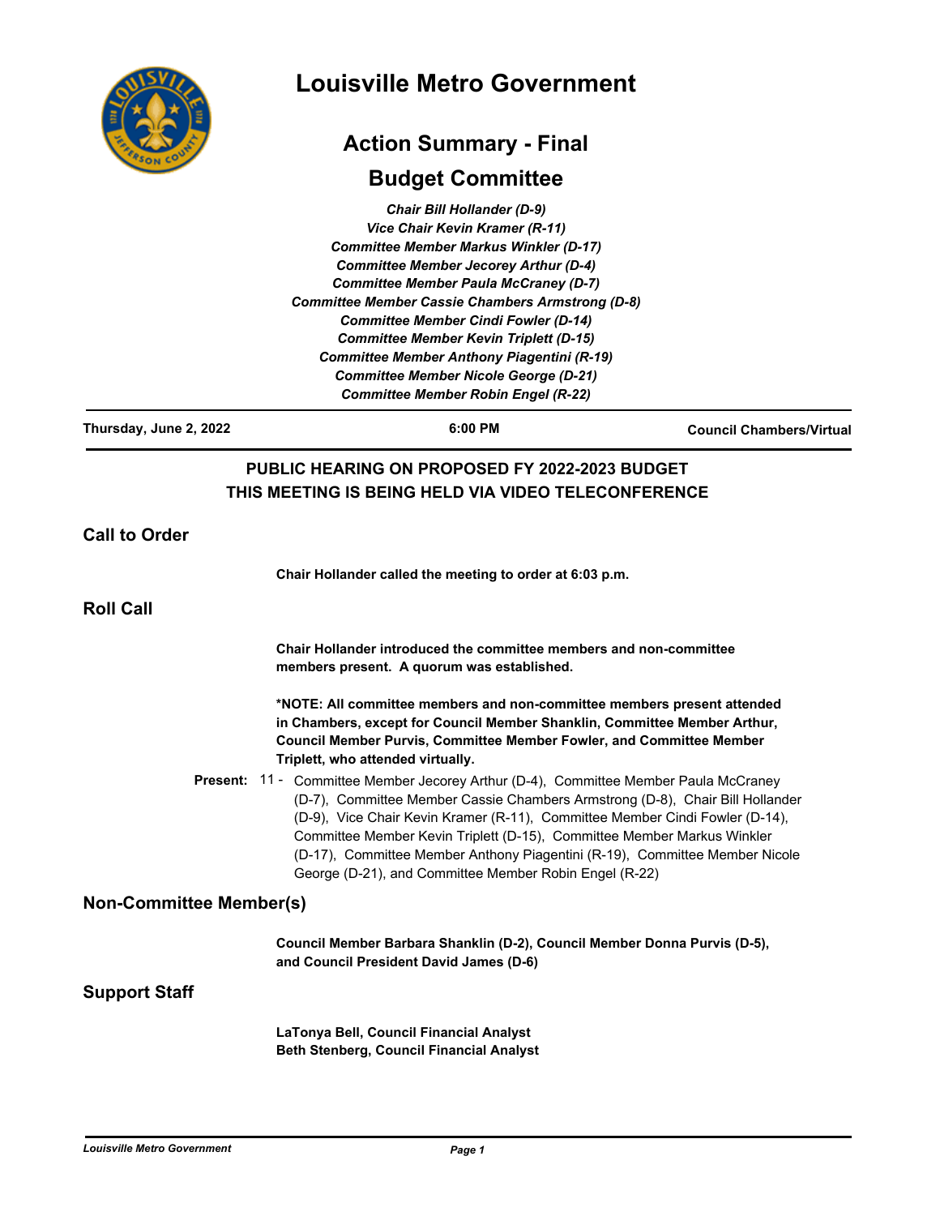# Louisville Metro Government

## Action Summary - Final

## Budget Committee

*Chair Bill Hollander (D-9)*
*Vice Chair Kevin Kramer (R-11)*
*Committee Member Markus Winkler (D-17)*
*Committee Member Jecorey Arthur (D-4)*
*Committee Member Paula McCraney (D-7)*
*Committee Member Cassie Chambers Armstrong (D-8)*
*Committee Member Cindi Fowler (D-14)*
*Committee Member Kevin Triplett (D-15)*
*Committee Member Anthony Piagentini (R-19)*
*Committee Member Nicole George (D-21)*
*Committee Member Robin Engel (R-22)*

---

**Thursday, June 2, 2022** | **6:00 PM** | **Council Chambers/Virtual**

---

**PUBLIC HEARING ON PROPOSED FY 2022-2023 BUDGET**
**THIS MEETING IS BEING HELD VIA VIDEO TELECONFERENCE**

## Call to Order

**Chair Hollander called the meeting to order at 6:03 p.m.**

## Roll Call

**Chair Hollander introduced the committee members and non-committee members present. A quorum was established.**

***NOTE: All committee members and non-committee members present attended in Chambers, except for Council Member Shanklin, Committee Member Arthur, Council Member Purvis, Committee Member Fowler, and Committee Member Triplett, who attended virtually.**

**Present:** 11 - Committee Member Jecorey Arthur (D-4), Committee Member Paula McCraney (D-7), Committee Member Cassie Chambers Armstrong (D-8), Chair Bill Hollander (D-9), Vice Chair Kevin Kramer (R-11), Committee Member Cindi Fowler (D-14), Committee Member Kevin Triplett (D-15), Committee Member Markus Winkler (D-17), Committee Member Anthony Piagentini (R-19), Committee Member Nicole George (D-21), and Committee Member Robin Engel (R-22)

## Non-Committee Member(s)

**Council Member Barbara Shanklin (D-2), Council Member Donna Purvis (D-5), and Council President David James (D-6)**

## Support Staff

**LaTonya Bell, Council Financial Analyst**
**Beth Stenberg, Council Financial Analyst**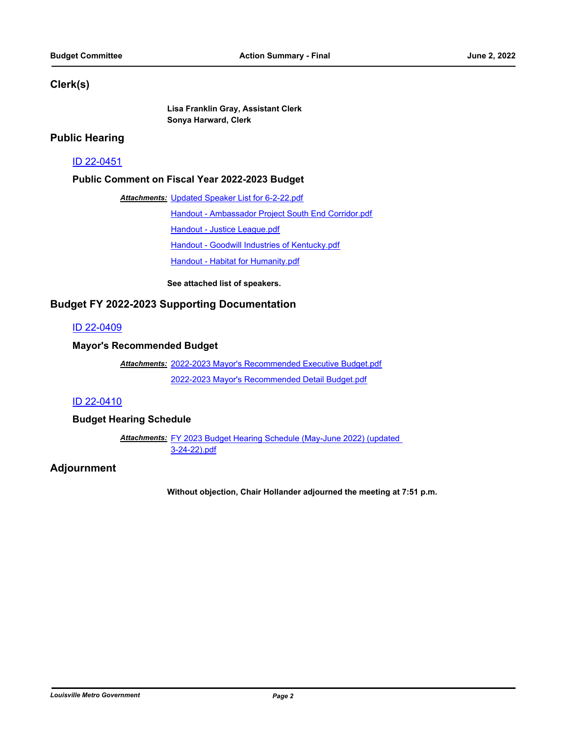## Clerk(s)

**Lisa Franklin Gray, Assistant Clerk**
**Sonya Harward, Clerk**

## Public Hearing

### ID 22-0451

**Public Comment on Fiscal Year 2022-2023 Budget**

***Attachments:*** Updated Speaker List for 6-2-22.pdf

Handout - Ambassador Project South End Corridor.pdf

Handout - Justice League.pdf

Handout - Goodwill Industries of Kentucky.pdf

Handout - Habitat for Humanity.pdf

**See attached list of speakers.**

## Budget FY 2022-2023 Supporting Documentation

### ID 22-0409

**Mayor's Recommended Budget**

***Attachments:*** 2022-2023 Mayor's Recommended Executive Budget.pdf

2022-2023 Mayor's Recommended Detail Budget.pdf

### ID 22-0410

**Budget Hearing Schedule**

***Attachments:*** FY 2023 Budget Hearing Schedule (May-June 2022) (updated 3-24-22).pdf

## Adjournment

**Without objection, Chair Hollander adjourned the meeting at 7:51 p.m.**